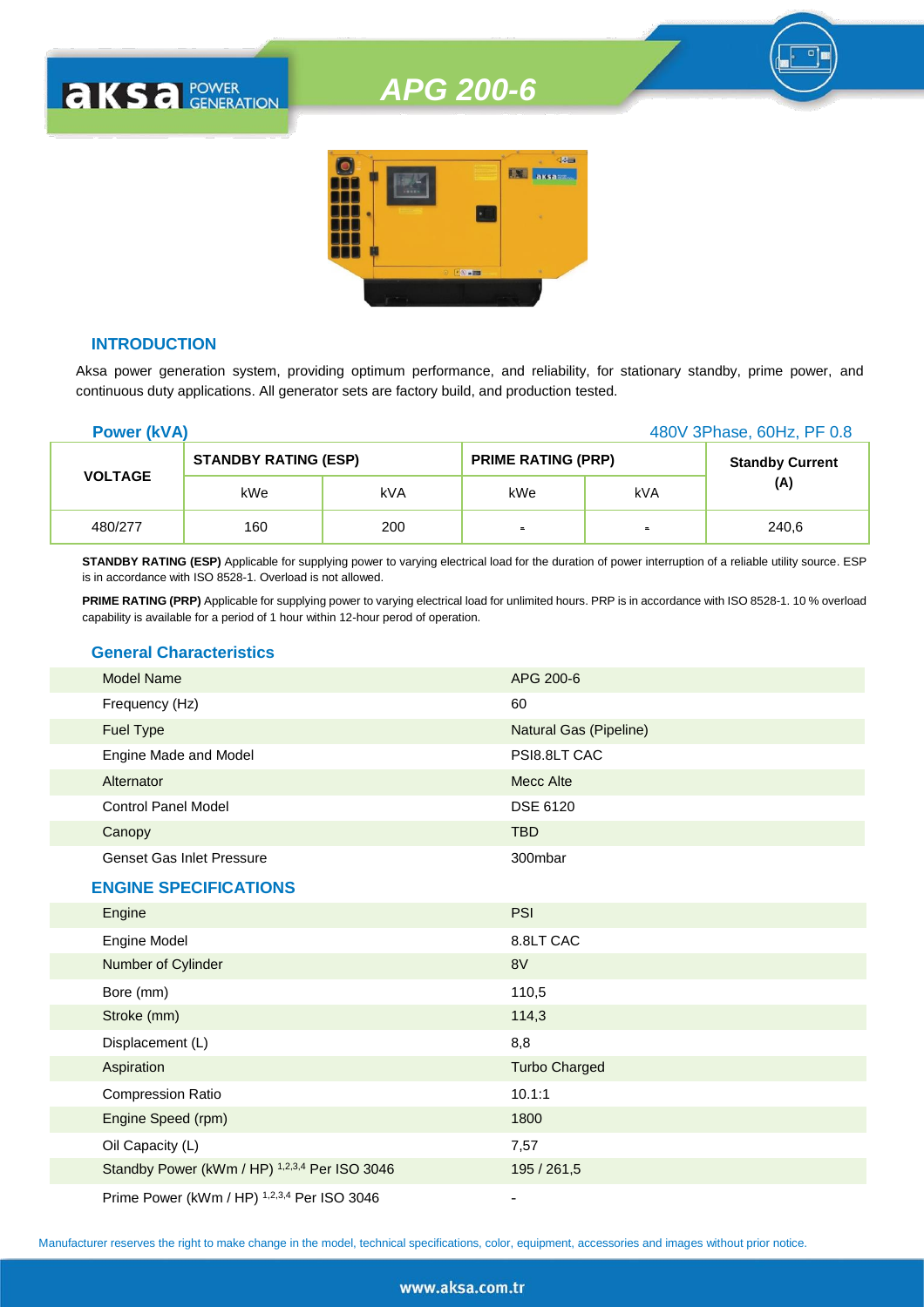# APG 200-6

## INTRODUCTION

Aksa power generation system, providing optimum performance, and reliability, for stationary standby, prime power, and continuous duty applications. All generator sets are factory build, and production tested.

**Power (kVA)** 480V 3Phase, 60Hz, PF 0.8

| VOLTAGE | STANDBY RATING (ESP) | | PRIME RATING (PRP) | | Standby Current (A) |
|---|---|---|---|---|---|
| | kWe | kVA | kWe | kVA | |
| 480/277 | 160 | 200 | - | - | 240,6 |

**STANDBY RATING (ESP)** Applicable for supplying power to varying electrical load for the duration of power interruption of a reliable utility source. ESP is in accordance with ISO 8528-1. Overload is not allowed.

**PRIME RATING (PRP)** Applicable for supplying power to varying electrical load for unlimited hours. PRP is in accordance with ISO 8528-1. 10 % overload capability is available for a period of 1 hour within 12-hour perod of operation.

## General Characteristics

| | |
|---|---|
| Model Name | APG 200-6 |
| Frequency (Hz) | 60 |
| Fuel Type | Natural Gas (Pipeline) |
| Engine Made and Model | PSI8.8LT CAC |
| Alternator | Mecc Alte |
| Control Panel Model | DSE 6120 |
| Canopy | TBD |
| Genset Gas Inlet Pressure | 300mbar |

## ENGINE SPECIFICATIONS

| | |
|---|---|
| Engine | PSI |
| Engine Model | 8.8LT CAC |
| Number of Cylinder | 8V |
| Bore (mm) | 110,5 |
| Stroke (mm) | 114,3 |
| Displacement (L) | 8,8 |
| Aspiration | Turbo Charged |
| Compression Ratio | 10.1:1 |
| Engine Speed (rpm) | 1800 |
| Oil Capacity (L) | 7,57 |
| Standby Power (kWm / HP) [1,2,3,4] Per ISO 3046 | 195 / 261,5 |
| Prime Power (kWm / HP) [1,2,3,4] Per ISO 3046 | - |

Manufacturer reserves the right to make change in the model, technical specifications, color, equipment, accessories and images without prior notice.

www.aksa.com.tr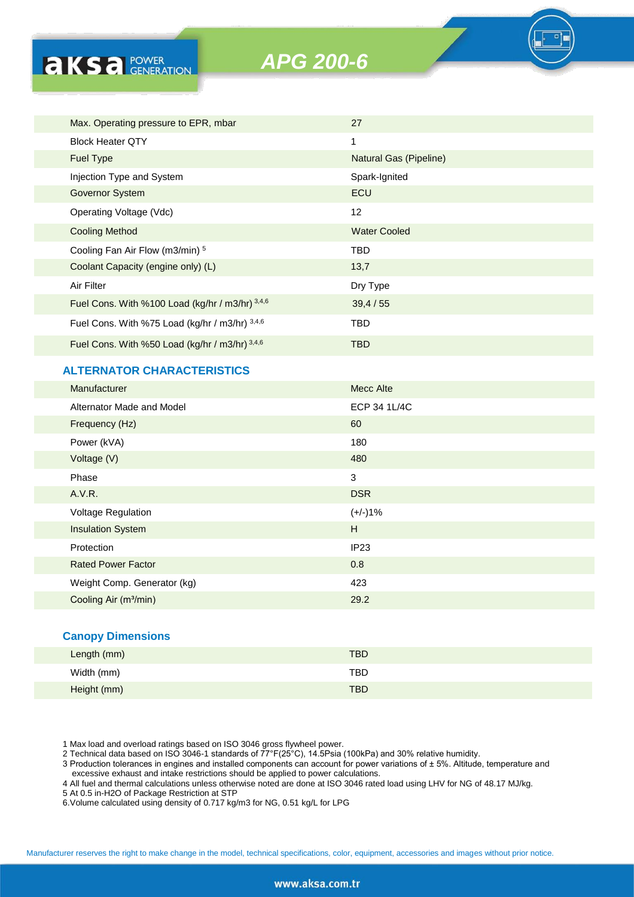| | |
|---|---|
| Max. Operating pressure to EPR, mbar | 27 |
| Block Heater QTY | 1 |
| Fuel Type | Natural Gas (Pipeline) |
| Injection Type and System | Spark-Ignited |
| Governor System | ECU |
| Operating Voltage (Vdc) | 12 |
| Cooling Method | Water Cooled |
| Cooling Fan Air Flow (m3/min) [5] | TBD |
| Coolant Capacity (engine only) (L) | 13,7 |
| Air Filter | Dry Type |
| Fuel Cons. With %100 Load (kg/hr / m3/hr) [3,4,6] | 39,4 / 55 |
| Fuel Cons. With %75 Load (kg/hr / m3/hr) [3,4,6] | TBD |
| Fuel Cons. With %50 Load (kg/hr / m3/hr) [3,4,6] | TBD |

## ALTERNATOR CHARACTERISTICS

| | |
|---|---|
| Manufacturer | Mecc Alte |
| Alternator Made and Model | ECP 34 1L/4C |
| Frequency (Hz) | 60 |
| Power (kVA) | 180 |
| Voltage (V) | 480 |
| Phase | 3 |
| A.V.R. | DSR |
| Voltage Regulation | (+/-)1% |
| Insulation System | H |
| Protection | IP23 |
| Rated Power Factor | 0.8 |
| Weight Comp. Generator (kg) | 423 |
| Cooling Air (m³/min) | 29.2 |

## Canopy Dimensions

| | |
|---|---|
| Length (mm) | TBD |
| Width (mm) | TBD |
| Height (mm) | TBD |

1 Max load and overload ratings based on ISO 3046 gross flywheel power.
2 Technical data based on ISO 3046-1 standards of 77°F(25°C), 14.5Psia (100kPa) and 30% relative humidity.
3 Production tolerances in engines and installed components can account for power variations of ± 5%. Altitude, temperature and excessive exhaust and intake restrictions should be applied to power calculations.
4 All fuel and thermal calculations unless otherwise noted are done at ISO 3046 rated load using LHV for NG of 48.17 MJ/kg.
5 At 0.5 in-H2O of Package Restriction at STP
6.Volume calculated using density of 0.717 kg/m3 for NG, 0.51 kg/L for LPG

Manufacturer reserves the right to make change in the model, technical specifications, color, equipment, accessories and images without prior notice.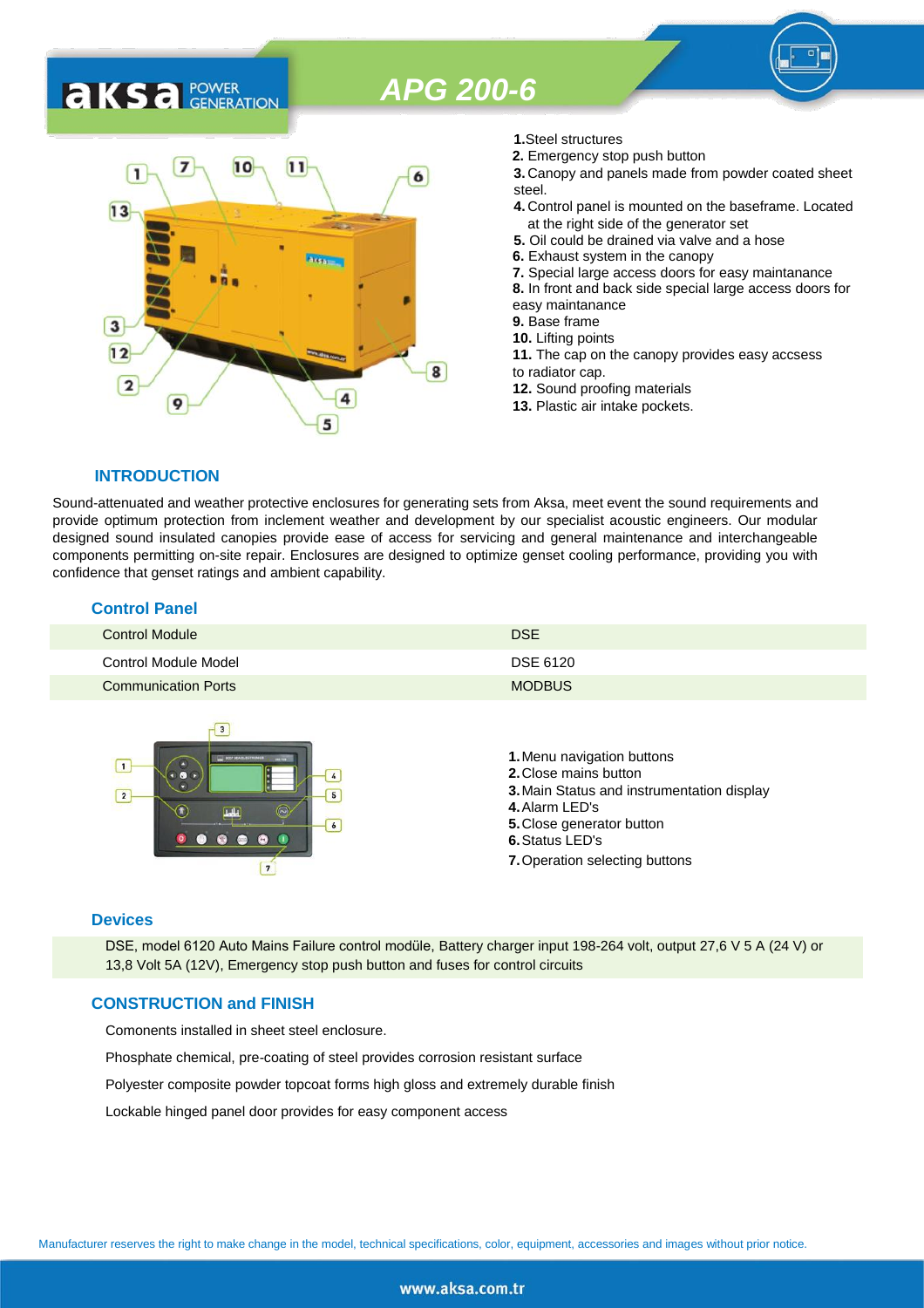# APG 200-6

1. Steel structures
2. Emergency stop push button
3. Canopy and panels made from powder coated sheet steel.
4. Control panel is mounted on the baseframe. Located at the right side of the generator set
5. Oil could be drained via valve and a hose
6. Exhaust system in the canopy
7. Special large access doors for easy maintanance
8. In front and back side special large access doors for easy maintanance
9. Base frame
10. Lifting points
11. The cap on the canopy provides easy accsess to radiator cap.
12. Sound proofing materials
13. Plastic air intake pockets.

## INTRODUCTION

Sound-attenuated and weather protective enclosures for generating sets from Aksa, meet event the sound requirements and provide optimum protection from inclement weather and development by our specialist acoustic engineers. Our modular designed sound insulated canopies provide ease of access for servicing and general maintenance and interchangeable components permitting on-site repair. Enclosures are designed to optimize genset cooling performance, providing you with confidence that genset ratings and ambient capability.

## Control Panel

| | |
|---|---|
| Control Module | DSE |
| Control Module Model | DSE 6120 |
| Communication Ports | MODBUS |

1. Menu navigation buttons
2. Close mains button
3. Main Status and instrumentation display
4. Alarm LED's
5. Close generator button
6. Status LED's
7. Operation selecting buttons

## Devices

DSE, model 6120 Auto Mains Failure control modüle, Battery charger input 198-264 volt, output 27,6 V 5 A (24 V) or 13,8 Volt 5A (12V), Emergency stop push button and fuses for control circuits

## CONSTRUCTION and FINISH

Comonents installed in sheet steel enclosure.

Phosphate chemical, pre-coating of steel provides corrosion resistant surface

Polyester composite powder topcoat forms high gloss and extremely durable finish

Lockable hinged panel door provides for easy component access

Manufacturer reserves the right to make change in the model, technical specifications, color, equipment, accessories and images without prior notice.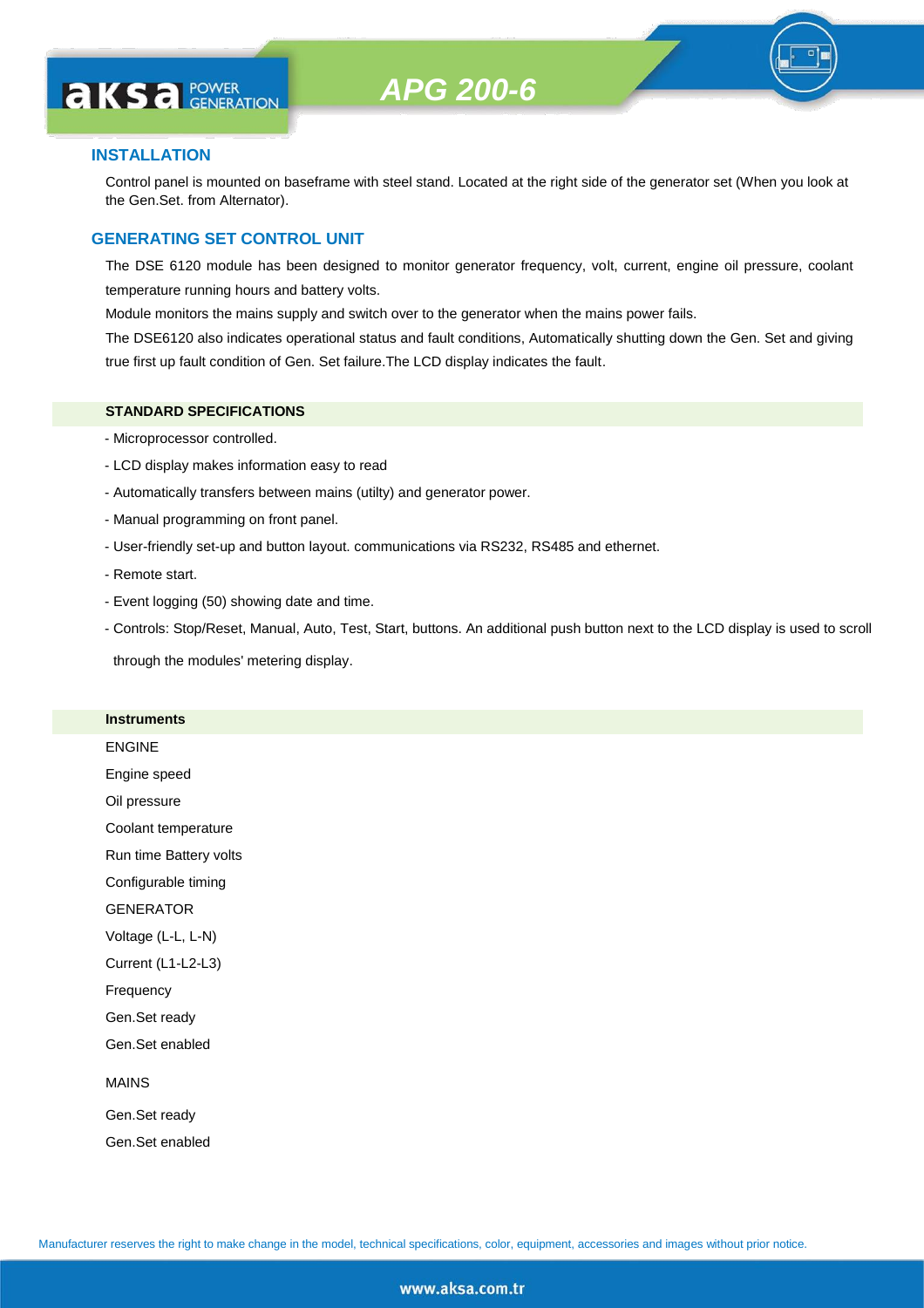# APG 200-6

## INSTALLATION

Control panel is mounted on baseframe with steel stand. Located at the right side of the generator set (When you look at the Gen.Set. from Alternator).

## GENERATING SET CONTROL UNIT

The DSE 6120 module has been designed to monitor generator frequency, volt, current, engine oil pressure, coolant temperature running hours and battery volts.

Module monitors the mains supply and switch over to the generator when the mains power fails.

The DSE6120 also indicates operational status and fault conditions, Automatically shutting down the Gen. Set and giving true first up fault condition of Gen. Set failure.The LCD display indicates the fault.

### STANDARD SPECIFICATIONS

- Microprocessor controlled.
- LCD display makes information easy to read
- Automatically transfers between mains (utilty) and generator power.
- Manual programming on front panel.
- User-friendly set-up and button layout. communications via RS232, RS485 and ethernet.
- Remote start.
- Event logging (50) showing date and time.
- Controls: Stop/Reset, Manual, Auto, Test, Start, buttons. An additional push button next to the LCD display is used to scroll through the modules' metering display.

### Instruments

ENGINE

Engine speed

Oil pressure

Coolant temperature

Run time Battery volts

Configurable timing

GENERATOR

Voltage (L-L, L-N)

Current (L1-L2-L3)

Frequency

Gen.Set ready

Gen.Set enabled

MAINS

Gen.Set ready

Gen.Set enabled

Manufacturer reserves the right to make change in the model, technical specifications, color, equipment, accessories and images without prior notice.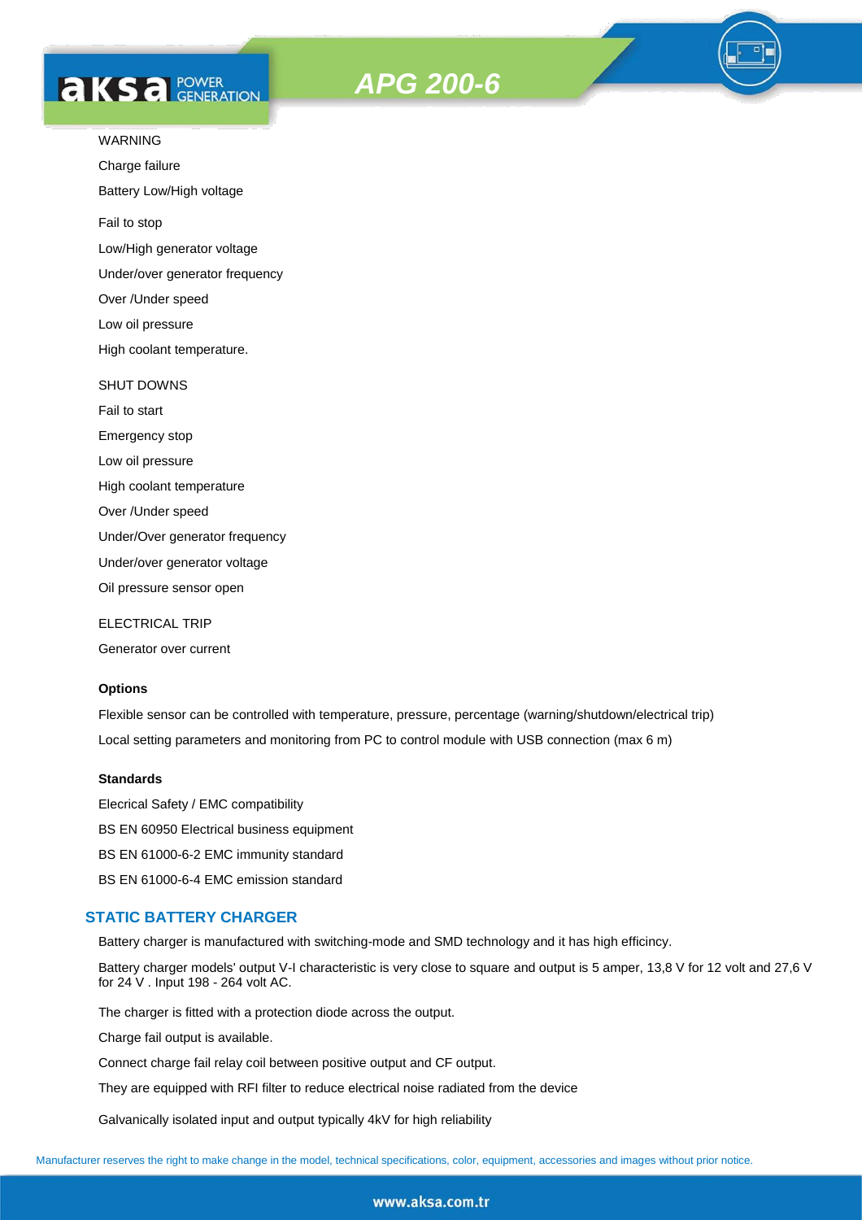WARNING

Charge failure

Battery Low/High voltage

Fail to stop

Low/High generator voltage

Under/over generator frequency

Over /Under speed

Low oil pressure

High coolant temperature.

SHUT DOWNS

Fail to start

Emergency stop

Low oil pressure

High coolant temperature

Over /Under speed

Under/Over generator frequency

Under/over generator voltage

Oil pressure sensor open

ELECTRICAL TRIP

Generator over current

**Options**

Flexible sensor can be controlled with temperature, pressure, percentage (warning/shutdown/electrical trip)

Local setting parameters and monitoring from PC to control module with USB connection (max 6 m)

**Standards**

Elecrical Safety / EMC compatibility

BS EN 60950 Electrical business equipment

BS EN 61000-6-2 EMC immunity standard

BS EN 61000-6-4 EMC emission standard

## STATIC BATTERY CHARGER

Battery charger is manufactured with switching-mode and SMD technology and it has high efficincy.

Battery charger models' output V-I characteristic is very close to square and output is 5 amper, 13,8 V for 12 volt and 27,6 V for 24 V . Input 198 - 264 volt AC.

The charger is fitted with a protection diode across the output.

Charge fail output is available.

Connect charge fail relay coil between positive output and CF output.

They are equipped with RFI filter to reduce electrical noise radiated from the device

Galvanically isolated input and output typically 4kV for high reliability

Manufacturer reserves the right to make change in the model, technical specifications, color, equipment, accessories and images without prior notice.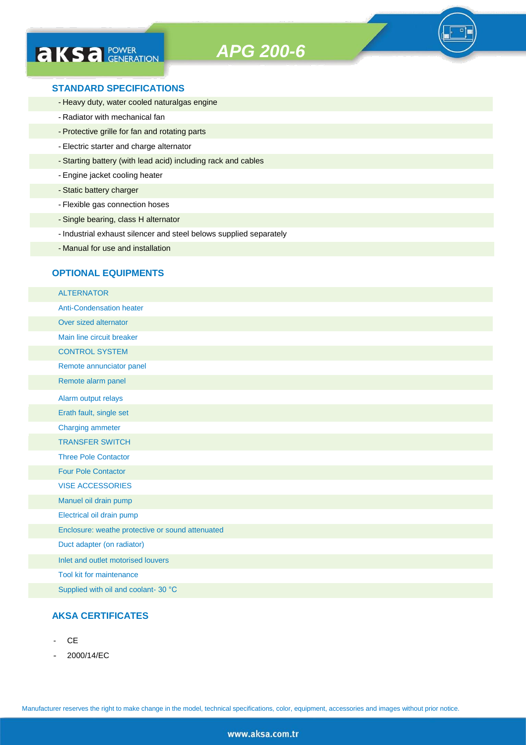# APG 200-6

## STANDARD SPECIFICATIONS

- Heavy duty, water cooled naturalgas engine
- Radiator with mechanical fan
- Protective grille for fan and rotating parts
- Electric starter and charge alternator
- Starting battery (with lead acid) including rack and cables
- Engine jacket cooling heater
- Static battery charger
- Flexible gas connection hoses
- Single bearing, class H alternator
- Industrial exhaust silencer and steel belows supplied separately
- Manual for use and installation

## OPTIONAL EQUIPMENTS

ALTERNATOR

Anti-Condensation heater

Over sized alternator

Main line circuit breaker

CONTROL SYSTEM

Remote annunciator panel

Remote alarm panel

Alarm output relays

Erath fault, single set

Charging ammeter

TRANSFER SWITCH

Three Pole Contactor

Four Pole Contactor

VISE ACCESSORIES

Manuel oil drain pump

Electrical oil drain pump

Enclosure: weathe protective or sound attenuated

Duct adapter (on radiator)

Inlet and outlet motorised louvers

Tool kit for maintenance

Supplied with oil and coolant- 30 °C

## AKSA CERTIFICATES

- CE
- 2000/14/EC

Manufacturer reserves the right to make change in the model, technical specifications, color, equipment, accessories and images without prior notice.